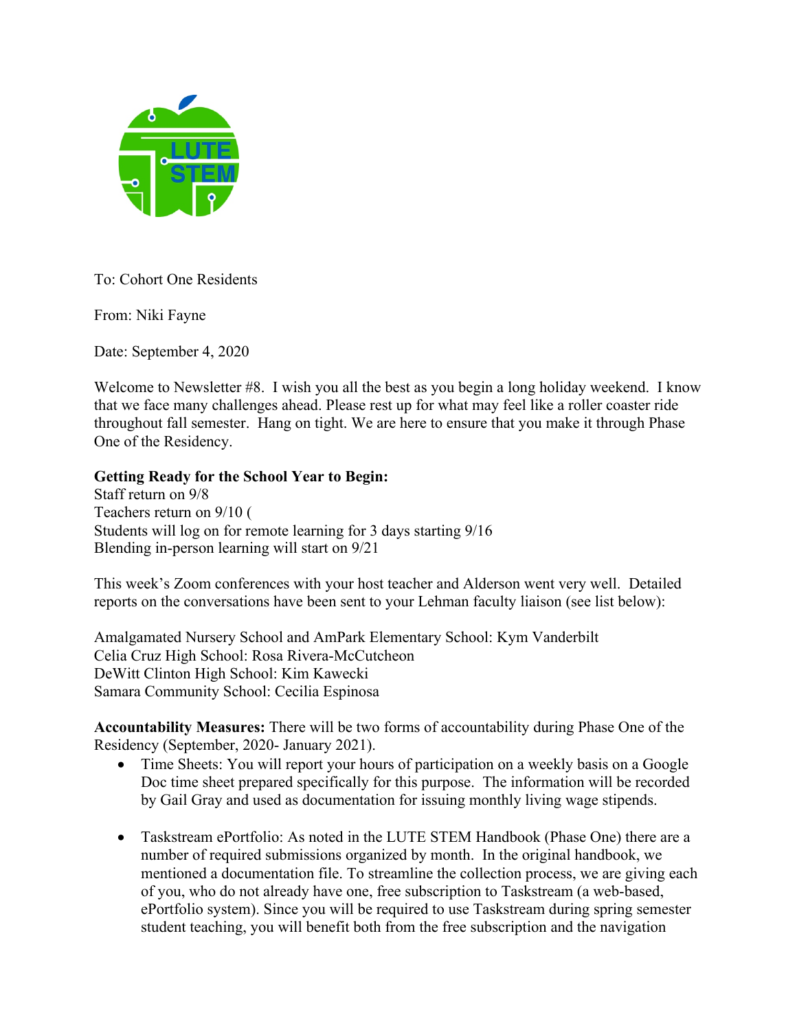To: Cohort One Residents

From: Niki Fayne

Date: September 4, 2020

Welcome to Newsletter #8. I wish you all the best as you begin a long holiday weekend. I know that we face many challenges ahead. Please rest up for what may feel like a roller coaster ride throughout fall semester. Hang on tight. We are here to ensure that you make it through Phase One of the Residency.

**Getting Ready for the School Year to Begin:**
Staff return on 9/8
Teachers return on 9/10 (
Students will log on for remote learning for 3 days starting 9/16
Blending in-person learning will start on 9/21

This week's Zoom conferences with your host teacher and Alderson went very well. Detailed reports on the conversations have been sent to your Lehman faculty liaison (see list below):

Amalgamated Nursery School and AmPark Elementary School: Kym Vanderbilt
Celia Cruz High School: Rosa Rivera-McCutcheon
DeWitt Clinton High School: Kim Kawecki
Samara Community School: Cecilia Espinosa

**Accountability Measures:** There will be two forms of accountability during Phase One of the Residency (September, 2020- January 2021).

- Time Sheets: You will report your hours of participation on a weekly basis on a Google Doc time sheet prepared specifically for this purpose. The information will be recorded by Gail Gray and used as documentation for issuing monthly living wage stipends.

- Taskstream ePortfolio: As noted in the LUTE STEM Handbook (Phase One) there are a number of required submissions organized by month. In the original handbook, we mentioned a documentation file. To streamline the collection process, we are giving each of you, who do not already have one, free subscription to Taskstream (a web-based, ePortfolio system). Since you will be required to use Taskstream during spring semester student teaching, you will benefit both from the free subscription and the navigation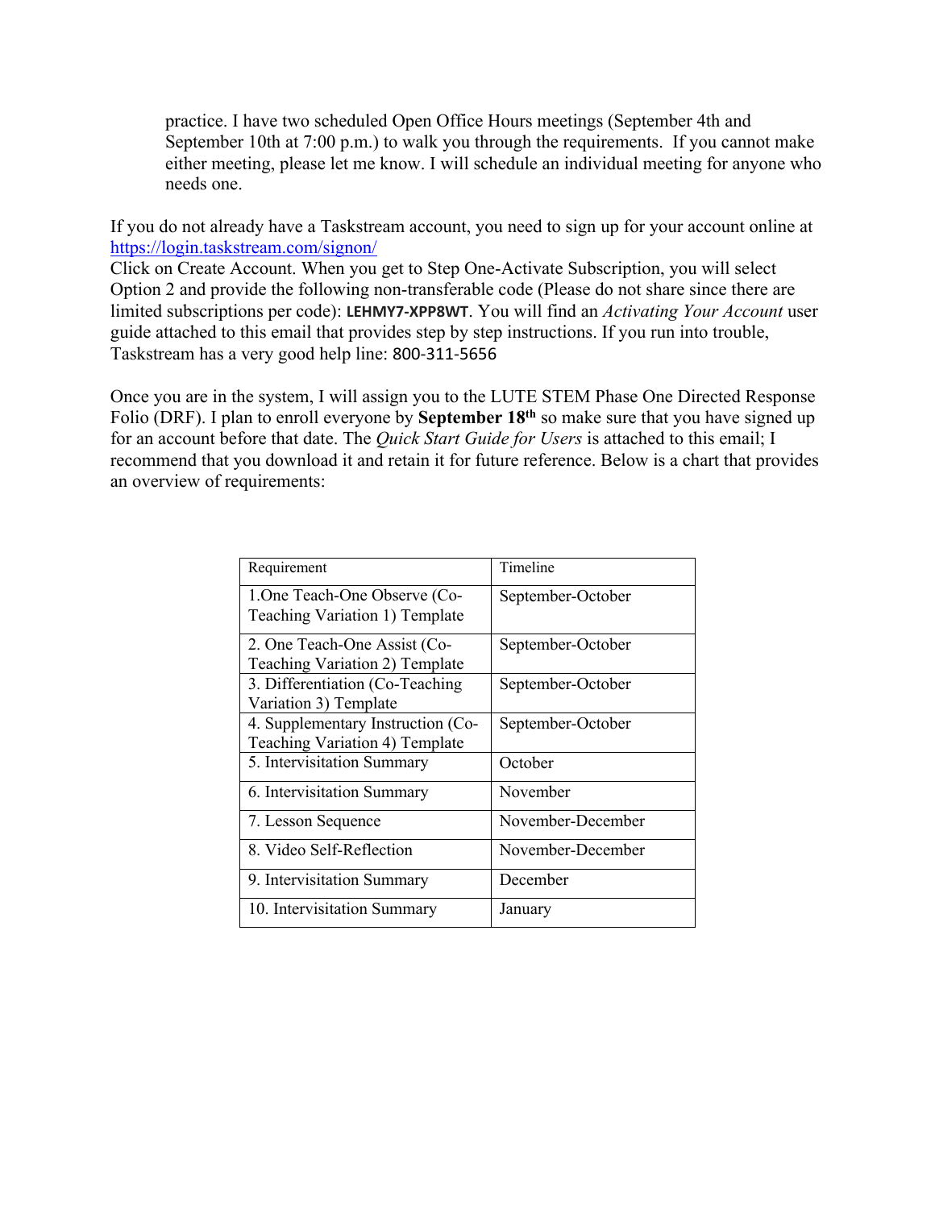practice. I have two scheduled Open Office Hours meetings (September 4th and September 10th at 7:00 p.m.) to walk you through the requirements. If you cannot make either meeting, please let me know. I will schedule an individual meeting for anyone who needs one.

If you do not already have a Taskstream account, you need to sign up for your account online at [https://login.taskstream.com/signon/](https://login.taskstream.com/signon/)
Click on Create Account. When you get to Step One-Activate Subscription, you will select Option 2 and provide the following non-transferable code (Please do not share since there are limited subscriptions per code): **LEHMY7-XPP8WT**. You will find an *Activating Your Account* user guide attached to this email that provides step by step instructions. If you run into trouble, Taskstream has a very good help line: 800-311-5656

Once you are in the system, I will assign you to the LUTE STEM Phase One Directed Response Folio (DRF). I plan to enroll everyone by **September 18th** so make sure that you have signed up for an account before that date. The *Quick Start Guide for Users* is attached to this email; I recommend that you download it and retain it for future reference. Below is a chart that provides an overview of requirements:

| Requirement | Timeline |
|---|---|
| 1.One Teach-One Observe (Co-Teaching Variation 1) Template | September-October |
| 2. One Teach-One Assist (Co-Teaching Variation 2) Template | September-October |
| 3. Differentiation (Co-Teaching Variation 3) Template | September-October |
| 4. Supplementary Instruction (Co-Teaching Variation 4) Template | September-October |
| 5. Intervisitation Summary | October |
| 6. Intervisitation Summary | November |
| 7. Lesson Sequence | November-December |
| 8. Video Self-Reflection | November-December |
| 9. Intervisitation Summary | December |
| 10. Intervisitation Summary | January |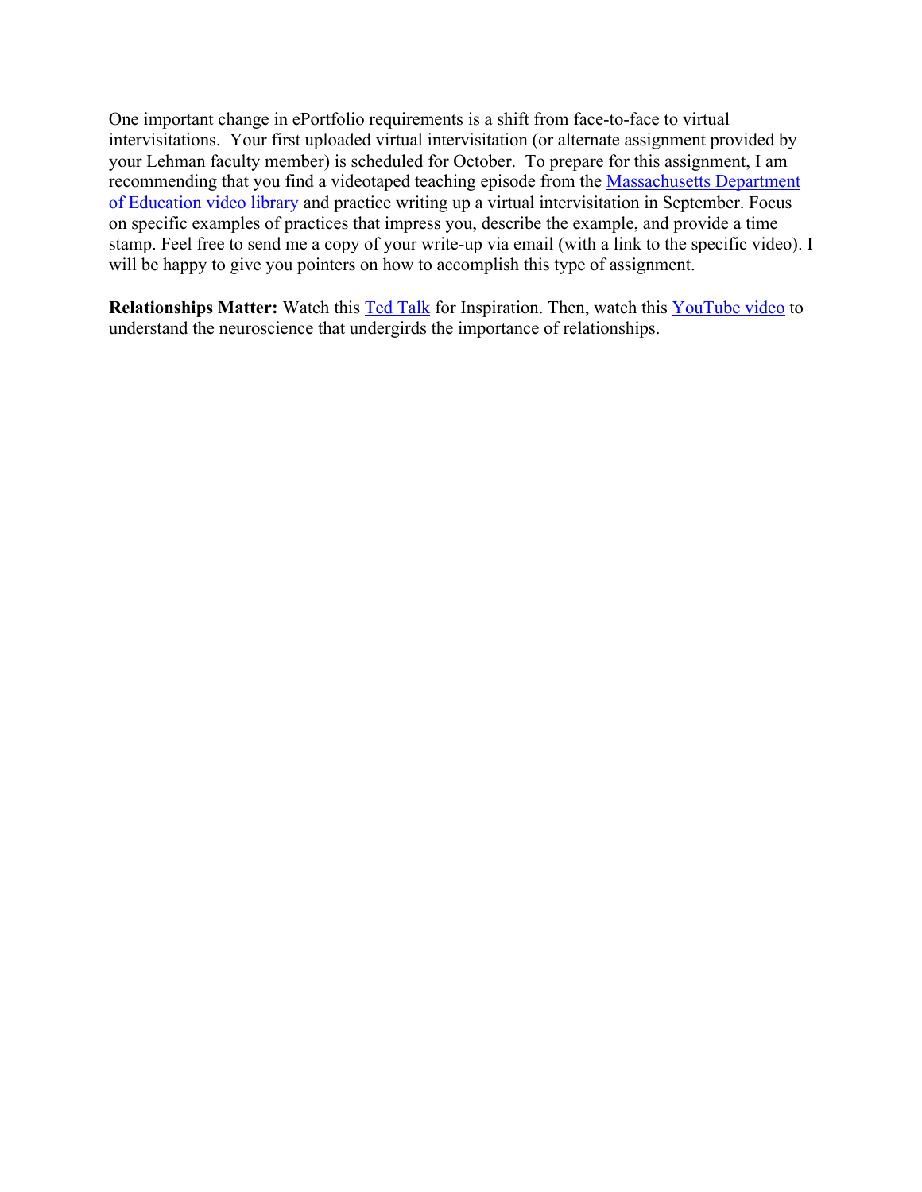One important change in ePortfolio requirements is a shift from face-to-face to virtual intervisitations. Your first uploaded virtual intervisitation (or alternate assignment provided by your Lehman faculty member) is scheduled for October. To prepare for this assignment, I am recommending that you find a videotaped teaching episode from the Massachusetts Department of Education video library and practice writing up a virtual intervisitation in September. Focus on specific examples of practices that impress you, describe the example, and provide a time stamp. Feel free to send me a copy of your write-up via email (with a link to the specific video). I will be happy to give you pointers on how to accomplish this type of assignment.

**Relationships Matter:** Watch this Ted Talk for Inspiration. Then, watch this YouTube video to understand the neuroscience that undergirds the importance of relationships.